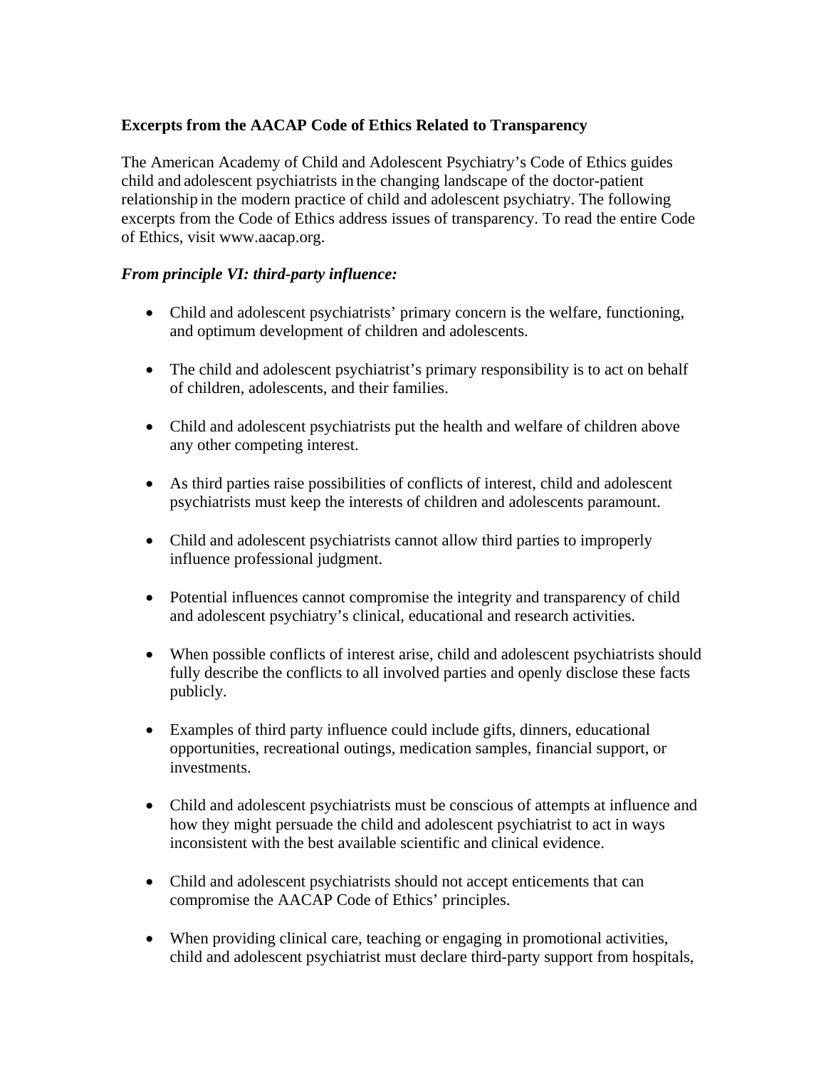**Excerpts from the AACAP Code of Ethics Related to Transparency**

The American Academy of Child and Adolescent Psychiatry's Code of Ethics guides child and adolescent psychiatrists in the changing landscape of the doctor-patient relationship in the modern practice of child and adolescent psychiatry. The following excerpts from the Code of Ethics address issues of transparency. To read the entire Code of Ethics, visit www.aacap.org.

***From principle VI: third-party influence:***

- Child and adolescent psychiatrists' primary concern is the welfare, functioning, and optimum development of children and adolescents.

- The child and adolescent psychiatrist's primary responsibility is to act on behalf of children, adolescents, and their families.

- Child and adolescent psychiatrists put the health and welfare of children above any other competing interest.

- As third parties raise possibilities of conflicts of interest, child and adolescent psychiatrists must keep the interests of children and adolescents paramount.

- Child and adolescent psychiatrists cannot allow third parties to improperly influence professional judgment.

- Potential influences cannot compromise the integrity and transparency of child and adolescent psychiatry's clinical, educational and research activities.

- When possible conflicts of interest arise, child and adolescent psychiatrists should fully describe the conflicts to all involved parties and openly disclose these facts publicly.

- Examples of third party influence could include gifts, dinners, educational opportunities, recreational outings, medication samples, financial support, or investments.

- Child and adolescent psychiatrists must be conscious of attempts at influence and how they might persuade the child and adolescent psychiatrist to act in ways inconsistent with the best available scientific and clinical evidence.

- Child and adolescent psychiatrists should not accept enticements that can compromise the AACAP Code of Ethics' principles.

- When providing clinical care, teaching or engaging in promotional activities, child and adolescent psychiatrist must declare third-party support from hospitals,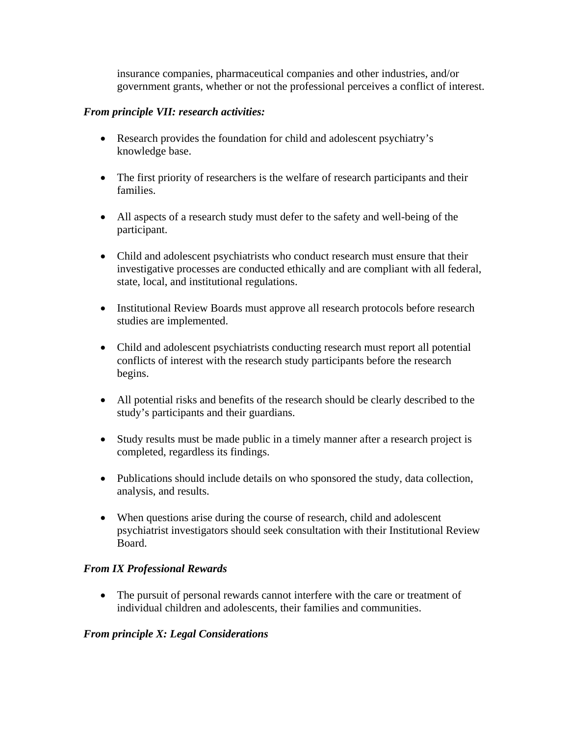insurance companies, pharmaceutical companies and other industries, and/or government grants, whether or not the professional perceives a conflict of interest.

***From principle VII: research activities:***

- Research provides the foundation for child and adolescent psychiatry's knowledge base.

- The first priority of researchers is the welfare of research participants and their families.

- All aspects of a research study must defer to the safety and well-being of the participant.

- Child and adolescent psychiatrists who conduct research must ensure that their investigative processes are conducted ethically and are compliant with all federal, state, local, and institutional regulations.

- Institutional Review Boards must approve all research protocols before research studies are implemented.

- Child and adolescent psychiatrists conducting research must report all potential conflicts of interest with the research study participants before the research begins.

- All potential risks and benefits of the research should be clearly described to the study's participants and their guardians.

- Study results must be made public in a timely manner after a research project is completed, regardless its findings.

- Publications should include details on who sponsored the study, data collection, analysis, and results.

- When questions arise during the course of research, child and adolescent psychiatrist investigators should seek consultation with their Institutional Review Board.

***From IX Professional Rewards***

- The pursuit of personal rewards cannot interfere with the care or treatment of individual children and adolescents, their families and communities.

***From principle X: Legal Considerations***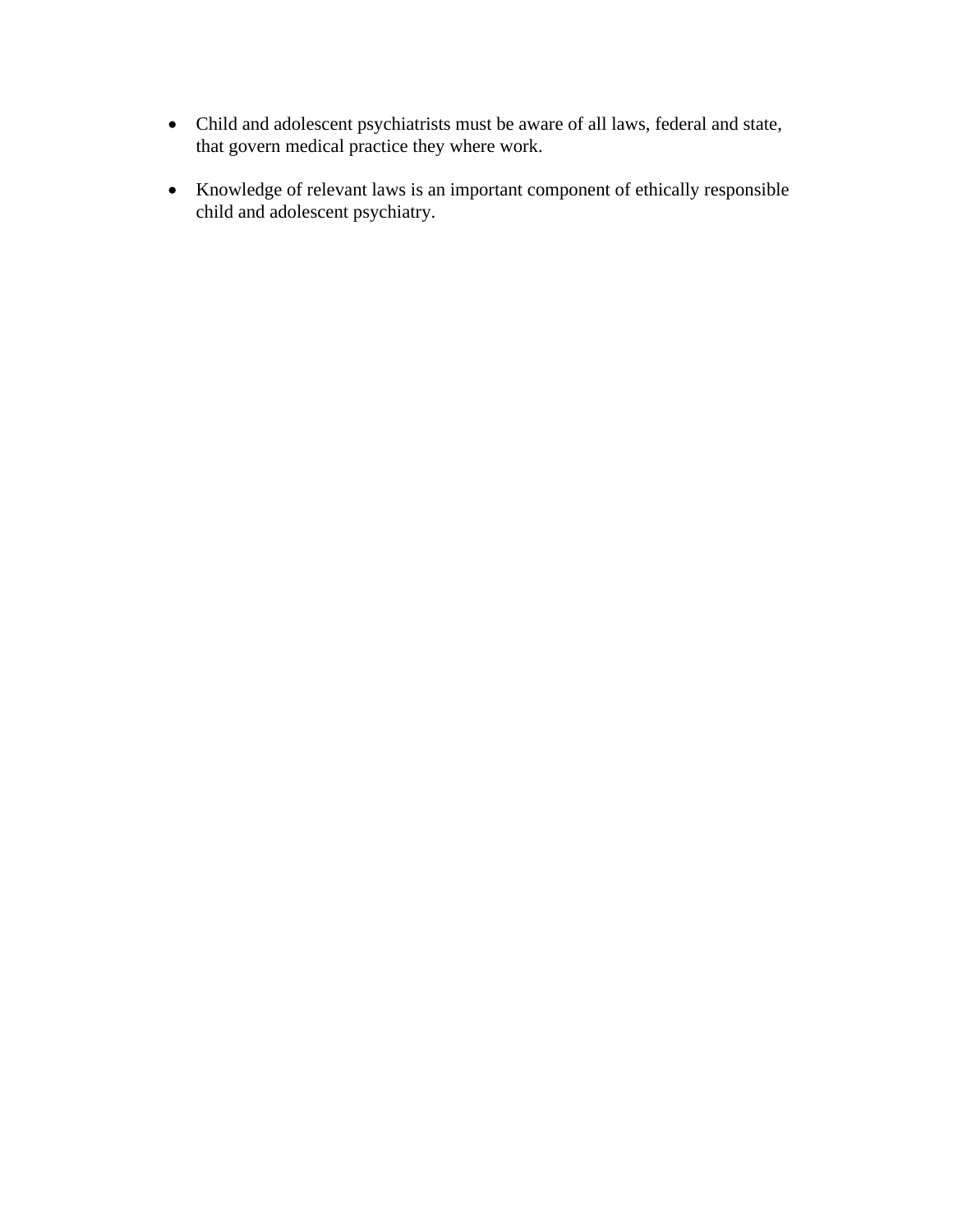- Child and adolescent psychiatrists must be aware of all laws, federal and state, that govern medical practice they where work.

- Knowledge of relevant laws is an important component of ethically responsible child and adolescent psychiatry.